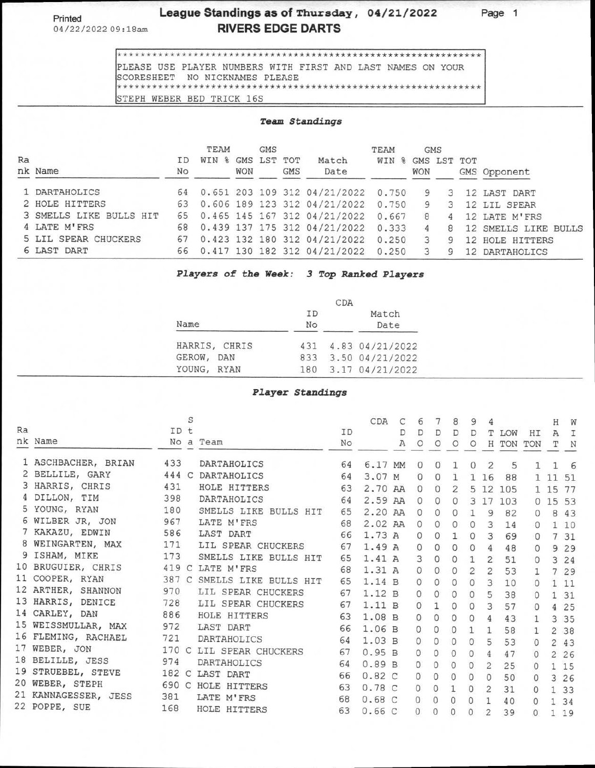Printed 04/22/2022 09:18am

# League Standings as of Thursday, 04/21/2022

## RIVERS EDGE DARTS

```
***********************************************************
PLEASE USE PLAYER NUMBERS WITH FIRST AND LAST NAMES ON YOUR
SCORESHEET  NO NICKNAMES PLEASE
***********************************************************
STEPH WEBER BED TRICK 16S
```

### *Team Standings*

| Rank | Name | ID No | TEAM WIN % | GMS WON | GMS LST | TOT GMS | Match Date | TEAM WIN % | GMS WON | GMS LST | TOT GMS | Opponent |
|---|---|---|---|---|---|---|---|---|---|---|---|---|
| 1 | DARTAHOLICS | 64 | 0.651 | 203 | 109 | 312 | 04/21/2022 | 0.750 | 9 | 3 | 12 | LAST DART |
| 2 | HOLE HITTERS | 63 | 0.606 | 189 | 123 | 312 | 04/21/2022 | 0.750 | 9 | 3 | 12 | LIL SPEAR |
| 3 | SMELLS LIKE BULLS HIT | 65 | 0.465 | 145 | 167 | 312 | 04/21/2022 | 0.667 | 8 | 4 | 12 | LATE M'FRS |
| 4 | LATE M'FRS | 68 | 0.439 | 137 | 175 | 312 | 04/21/2022 | 0.333 | 4 | 8 | 12 | SMELLS LIKE BULLS |
| 5 | LIL SPEAR CHUCKERS | 67 | 0.423 | 132 | 180 | 312 | 04/21/2022 | 0.250 | 3 | 9 | 12 | HOLE HITTERS |
| 6 | LAST DART | 66 | 0.417 | 130 | 182 | 312 | 04/21/2022 | 0.250 | 3 | 9 | 12 | DARTAHOLICS |

### *Players of the Week: 3 Top Ranked Players*

| Name | ID No | CDA | Match Date |
|---|---|---|---|
| HARRIS, CHRIS | 431 | 4.83 | 04/21/2022 |
| GEROW, DAN | 833 | 3.50 | 04/21/2022 |
| YOUNG, RYAN | 180 | 3.17 | 04/21/2022 |

### *Player Standings*

| Rank | Name | ID No | Sta | Team | ID No | CDA | CDA | 6DO | 7DO | 8DO | 9DO | 4TH | LOW TON | HI TON | HAT | WIN |
|---|---|---|---|---|---|---|---|---|---|---|---|---|---|---|---|---|
| 1 | ASCHBACHER, BRIAN | 433 | | DARTAHOLICS | 64 | 6.17 | MM | 0 | 0 | 1 | 0 | 2 | 5 | 1 | 1 | 6 |
| 2 | BELLILE, GARY | 444 | C | DARTAHOLICS | 64 | 3.07 | M | 0 | 0 | 1 | 1 | 16 | 88 | 1 | 11 | 51 |
| 3 | HARRIS, CHRIS | 431 | | HOLE HITTERS | 63 | 2.70 | AA | 0 | 0 | 2 | 5 | 12 | 105 | 1 | 15 | 77 |
| 4 | DILLON, TIM | 398 | | DARTAHOLICS | 64 | 2.59 | AA | 0 | 0 | 0 | 3 | 17 | 103 | 0 | 15 | 53 |
| 5 | YOUNG, RYAN | 180 | | SMELLS LIKE BULLS HIT | 65 | 2.20 | AA | 0 | 0 | 0 | 1 | 9 | 82 | 0 | 8 | 43 |
| 6 | WILBER JR, JON | 967 | | LATE M'FRS | 68 | 2.02 | AA | 0 | 0 | 0 | 0 | 3 | 14 | 0 | 1 | 10 |
| 7 | KAKAZU, EDWIN | 586 | | LAST DART | 66 | 1.73 | A | 0 | 0 | 1 | 0 | 3 | 69 | 0 | 7 | 31 |
| 8 | WEINGARTEN, MAX | 171 | | LIL SPEAR CHUCKERS | 67 | 1.49 | A | 0 | 0 | 0 | 0 | 4 | 48 | 0 | 9 | 29 |
| 9 | ISHAM, MIKE | 173 | | SMELLS LIKE BULLS HIT | 65 | 1.41 | A | 3 | 0 | 0 | 1 | 2 | 51 | 0 | 3 | 24 |
| 10 | BRUGUIER, CHRIS | 419 | C | LATE M'FRS | 68 | 1.31 | A | 0 | 0 | 0 | 2 | 2 | 53 | 1 | 7 | 29 |
| 11 | COOPER, RYAN | 387 | C | SMELLS LIKE BULLS HIT | 65 | 1.14 | B | 0 | 0 | 0 | 0 | 3 | 10 | 0 | 1 | 11 |
| 12 | ARTHER, SHANNON | 970 | | LIL SPEAR CHUCKERS | 67 | 1.12 | B | 0 | 0 | 0 | 0 | 5 | 38 | 0 | 1 | 31 |
| 13 | HARRIS, DENICE | 728 | | LIL SPEAR CHUCKERS | 67 | 1.11 | B | 0 | 1 | 0 | 0 | 3 | 57 | 0 | 4 | 25 |
| 14 | CARLEY, DAN | 886 | | HOLE HITTERS | 63 | 1.08 | B | 0 | 0 | 0 | 0 | 4 | 43 | 1 | 3 | 35 |
| 15 | WEISSMULLAR, MAX | 972 | | LAST DART | 66 | 1.06 | B | 0 | 0 | 0 | 1 | 1 | 58 | 1 | 2 | 38 |
| 16 | FLEMING, RACHAEL | 721 | | DARTAHOLICS | 64 | 1.03 | B | 0 | 0 | 0 | 0 | 5 | 53 | 0 | 2 | 43 |
| 17 | WEBER, JON | 170 | C | LIL SPEAR CHUCKERS | 67 | 0.95 | B | 0 | 0 | 0 | 0 | 4 | 47 | 0 | 2 | 26 |
| 18 | BELILLE, JESS | 974 | | DARTAHOLICS | 64 | 0.89 | B | 0 | 0 | 0 | 0 | 2 | 25 | 0 | 1 | 15 |
| 19 | STRUEBEL, STEVE | 182 | C | LAST DART | 66 | 0.82 | C | 0 | 0 | 0 | 0 | 0 | 50 | 0 | 3 | 26 |
| 20 | WEBER, STEPH | 690 | C | HOLE HITTERS | 63 | 0.78 | C | 0 | 0 | 1 | 0 | 2 | 31 | 0 | 1 | 33 |
| 21 | KANNAGESSER, JESS | 381 | | LATE M'FRS | 68 | 0.68 | C | 0 | 0 | 0 | 0 | 1 | 40 | 0 | 1 | 34 |
| 22 | POPPE, SUE | 168 | | HOLE HITTERS | 63 | 0.66 | C | 0 | 0 | 0 | 0 | 2 | 39 | 0 | 1 | 19 |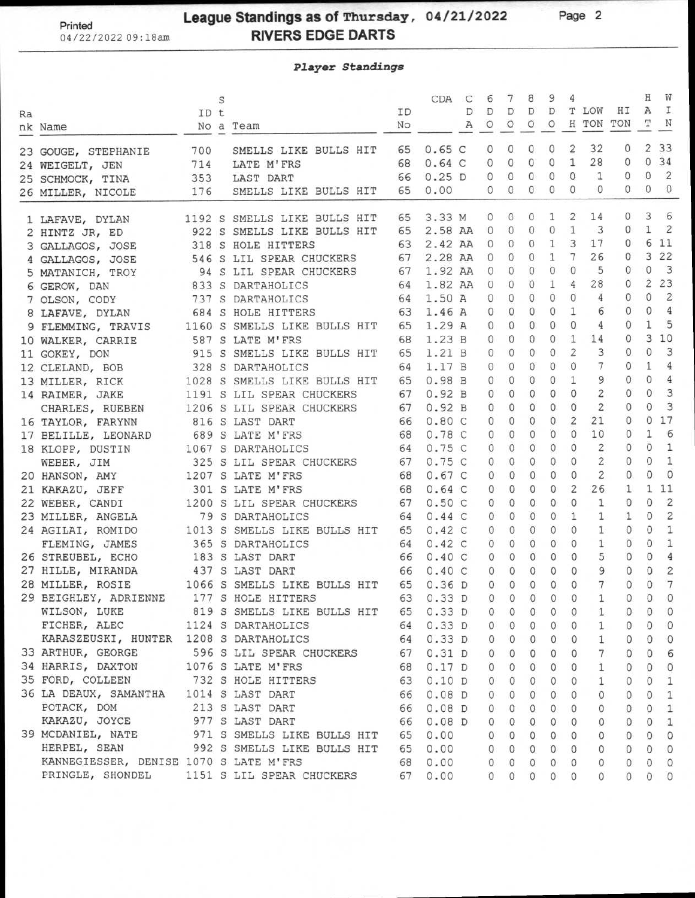Printed
04/22/2022 09:18am

# League Standings as of Thursday, 04/21/2022
## RIVERS EDGE DARTS

### *Player Standings*

| Rank | Name | ID No | Sta | Team | ID No | CDA | CDA | 6 DO | 7 DO | 8 DO | 9 DO | 4 TH | LOW TON | HI TON | HAT | WIN |
|---|---|---|---|---|---|---|---|---|---|---|---|---|---|---|---|---|
| 23 | GOUGE, STEPHANIE | 700 | | SMELLS LIKE BULLS HIT | 65 | 0.65 | C | 0 | 0 | 0 | 0 | 2 | 32 | 0 | 2 | 33 |
| 24 | WEIGELT, JEN | 714 | | LATE M'FRS | 68 | 0.64 | C | 0 | 0 | 0 | 0 | 1 | 28 | 0 | 0 | 34 |
| 25 | SCHMOCK, TINA | 353 | | LAST DART | 66 | 0.25 | D | 0 | 0 | 0 | 0 | 0 | 1 | 0 | 0 | 2 |
| 26 | MILLER, NICOLE | 176 | | SMELLS LIKE BULLS HIT | 65 | 0.00 | | 0 | 0 | 0 | 0 | 0 | 0 | 0 | 0 | 0 |
| 1 | LAFAVE, DYLAN | 1192 | S | SMELLS LIKE BULLS HIT | 65 | 3.33 | M | 0 | 0 | 0 | 1 | 2 | 14 | 0 | 3 | 6 |
| 2 | HINTZ JR, ED | 922 | S | SMELLS LIKE BULLS HIT | 65 | 2.58 | AA | 0 | 0 | 0 | 0 | 1 | 3 | 0 | 1 | 2 |
| 3 | GALLAGOS, JOSE | 318 | S | HOLE HITTERS | 63 | 2.42 | AA | 0 | 0 | 0 | 1 | 3 | 17 | 0 | 6 | 11 |
| 4 | GALLAGOS, JOSE | 546 | S | LIL SPEAR CHUCKERS | 67 | 2.28 | AA | 0 | 0 | 0 | 1 | 7 | 26 | 0 | 3 | 22 |
| 5 | MATANICH, TROY | 94 | S | LIL SPEAR CHUCKERS | 67 | 1.92 | AA | 0 | 0 | 0 | 0 | 0 | 5 | 0 | 0 | 3 |
| 6 | GEROW, DAN | 833 | S | DARTAHOLICS | 64 | 1.82 | AA | 0 | 0 | 0 | 1 | 4 | 28 | 0 | 2 | 23 |
| 7 | OLSON, CODY | 737 | S | DARTAHOLICS | 64 | 1.50 | A | 0 | 0 | 0 | 0 | 0 | 4 | 0 | 0 | 2 |
| 8 | LAFAVE, DYLAN | 684 | S | HOLE HITTERS | 63 | 1.46 | A | 0 | 0 | 0 | 0 | 1 | 6 | 0 | 0 | 4 |
| 9 | FLEMMING, TRAVIS | 1160 | S | SMELLS LIKE BULLS HIT | 65 | 1.29 | A | 0 | 0 | 0 | 0 | 0 | 4 | 0 | 1 | 5 |
| 10 | WALKER, CARRIE | 587 | S | LATE M'FRS | 68 | 1.23 | B | 0 | 0 | 0 | 0 | 1 | 14 | 0 | 3 | 10 |
| 11 | GOKEY, DON | 915 | S | SMELLS LIKE BULLS HIT | 65 | 1.21 | B | 0 | 0 | 0 | 0 | 2 | 3 | 0 | 0 | 3 |
| 12 | CLELAND, BOB | 328 | S | DARTAHOLICS | 64 | 1.17 | B | 0 | 0 | 0 | 0 | 0 | 7 | 0 | 1 | 4 |
| 13 | MILLER, RICK | 1028 | S | SMELLS LIKE BULLS HIT | 65 | 0.98 | B | 0 | 0 | 0 | 0 | 1 | 9 | 0 | 0 | 4 |
| 14 | RAIMER, JAKE | 1191 | S | LIL SPEAR CHUCKERS | 67 | 0.92 | B | 0 | 0 | 0 | 0 | 0 | 2 | 0 | 0 | 3 |
| | CHARLES, RUEBEN | 1206 | S | LIL SPEAR CHUCKERS | 67 | 0.92 | B | 0 | 0 | 0 | 0 | 0 | 2 | 0 | 0 | 3 |
| 16 | TAYLOR, FARYNN | 816 | S | LAST DART | 66 | 0.80 | C | 0 | 0 | 0 | 0 | 2 | 21 | 0 | 0 | 17 |
| 17 | BELILLE, LEONARD | 689 | S | LATE M'FRS | 68 | 0.78 | C | 0 | 0 | 0 | 0 | 0 | 10 | 0 | 1 | 6 |
| 18 | KLOPP, DUSTIN | 1067 | S | DARTAHOLICS | 64 | 0.75 | C | 0 | 0 | 0 | 0 | 0 | 2 | 0 | 0 | 1 |
| | WEBER, JIM | 325 | S | LIL SPEAR CHUCKERS | 67 | 0.75 | C | 0 | 0 | 0 | 0 | 0 | 2 | 0 | 0 | 1 |
| 20 | HANSON, AMY | 1207 | S | LATE M'FRS | 68 | 0.67 | C | 0 | 0 | 0 | 0 | 0 | 2 | 0 | 0 | 0 |
| 21 | KAKAZU, JEFF | 301 | S | LATE M'FRS | 68 | 0.64 | C | 0 | 0 | 0 | 0 | 2 | 26 | 1 | 1 | 11 |
| 22 | WEBER, CANDI | 1200 | S | LIL SPEAR CHUCKERS | 67 | 0.50 | C | 0 | 0 | 0 | 0 | 0 | 1 | 0 | 0 | 2 |
| 23 | MILLER, ANGELA | 79 | S | DARTAHOLICS | 64 | 0.44 | C | 0 | 0 | 0 | 0 | 1 | 1 | 1 | 0 | 2 |
| 24 | AGILAI, ROMIDO | 1013 | S | SMELLS LIKE BULLS HIT | 65 | 0.42 | C | 0 | 0 | 0 | 0 | 0 | 1 | 0 | 0 | 1 |
| | FLEMING, JAMES | 365 | S | DARTAHOLICS | 64 | 0.42 | C | 0 | 0 | 0 | 0 | 0 | 1 | 0 | 0 | 1 |
| 26 | STREUBEL, ECHO | 183 | S | LAST DART | 66 | 0.40 | C | 0 | 0 | 0 | 0 | 0 | 5 | 0 | 0 | 4 |
| 27 | HILLE, MIRANDA | 437 | S | LAST DART | 66 | 0.40 | C | 0 | 0 | 0 | 0 | 0 | 9 | 0 | 0 | 2 |
| 28 | MILLER, ROSIE | 1066 | S | SMELLS LIKE BULLS HIT | 65 | 0.36 | D | 0 | 0 | 0 | 0 | 0 | 7 | 0 | 0 | 7 |
| 29 | BEIGHLEY, ADRIENNE | 177 | S | HOLE HITTERS | 63 | 0.33 | D | 0 | 0 | 0 | 0 | 0 | 1 | 0 | 0 | 0 |
| | WILSON, LUKE | 819 | S | SMELLS LIKE BULLS HIT | 65 | 0.33 | D | 0 | 0 | 0 | 0 | 0 | 1 | 0 | 0 | 0 |
| | FICHER, ALEC | 1124 | S | DARTAHOLICS | 64 | 0.33 | D | 0 | 0 | 0 | 0 | 0 | 1 | 0 | 0 | 0 |
| | KARASZEUSKI, HUNTER | 1208 | S | DARTAHOLICS | 64 | 0.33 | D | 0 | 0 | 0 | 0 | 0 | 1 | 0 | 0 | 0 |
| 33 | ARTHUR, GEORGE | 596 | S | LIL SPEAR CHUCKERS | 67 | 0.31 | D | 0 | 0 | 0 | 0 | 0 | 7 | 0 | 0 | 6 |
| 34 | HARRIS, DAXTON | 1076 | S | LATE M'FRS | 68 | 0.17 | D | 0 | 0 | 0 | 0 | 0 | 1 | 0 | 0 | 0 |
| 35 | FORD, COLLEEN | 732 | S | HOLE HITTERS | 63 | 0.10 | D | 0 | 0 | 0 | 0 | 0 | 1 | 0 | 0 | 1 |
| 36 | LA DEAUX, SAMANTHA | 1014 | S | LAST DART | 66 | 0.08 | D | 0 | 0 | 0 | 0 | 0 | 0 | 0 | 0 | 1 |
| | POTACK, DOM | 213 | S | LAST DART | 66 | 0.08 | D | 0 | 0 | 0 | 0 | 0 | 0 | 0 | 0 | 1 |
| | KAKAZU, JOYCE | 977 | S | LAST DART | 66 | 0.08 | D | 0 | 0 | 0 | 0 | 0 | 0 | 0 | 0 | 1 |
| 39 | MCDANIEL, NATE | 971 | S | SMELLS LIKE BULLS HIT | 65 | 0.00 | | 0 | 0 | 0 | 0 | 0 | 0 | 0 | 0 | 0 |
| | HERPEL, SEAN | 992 | S | SMELLS LIKE BULLS HIT | 65 | 0.00 | | 0 | 0 | 0 | 0 | 0 | 0 | 0 | 0 | 0 |
| | KANNEGIESSER, DENISE | 1070 | S | LATE M'FRS | 68 | 0.00 | | 0 | 0 | 0 | 0 | 0 | 0 | 0 | 0 | 0 |
| | PRINGLE, SHONDEL | 1151 | S | LIL SPEAR CHUCKERS | 67 | 0.00 | | 0 | 0 | 0 | 0 | 0 | 0 | 0 | 0 | 0 |